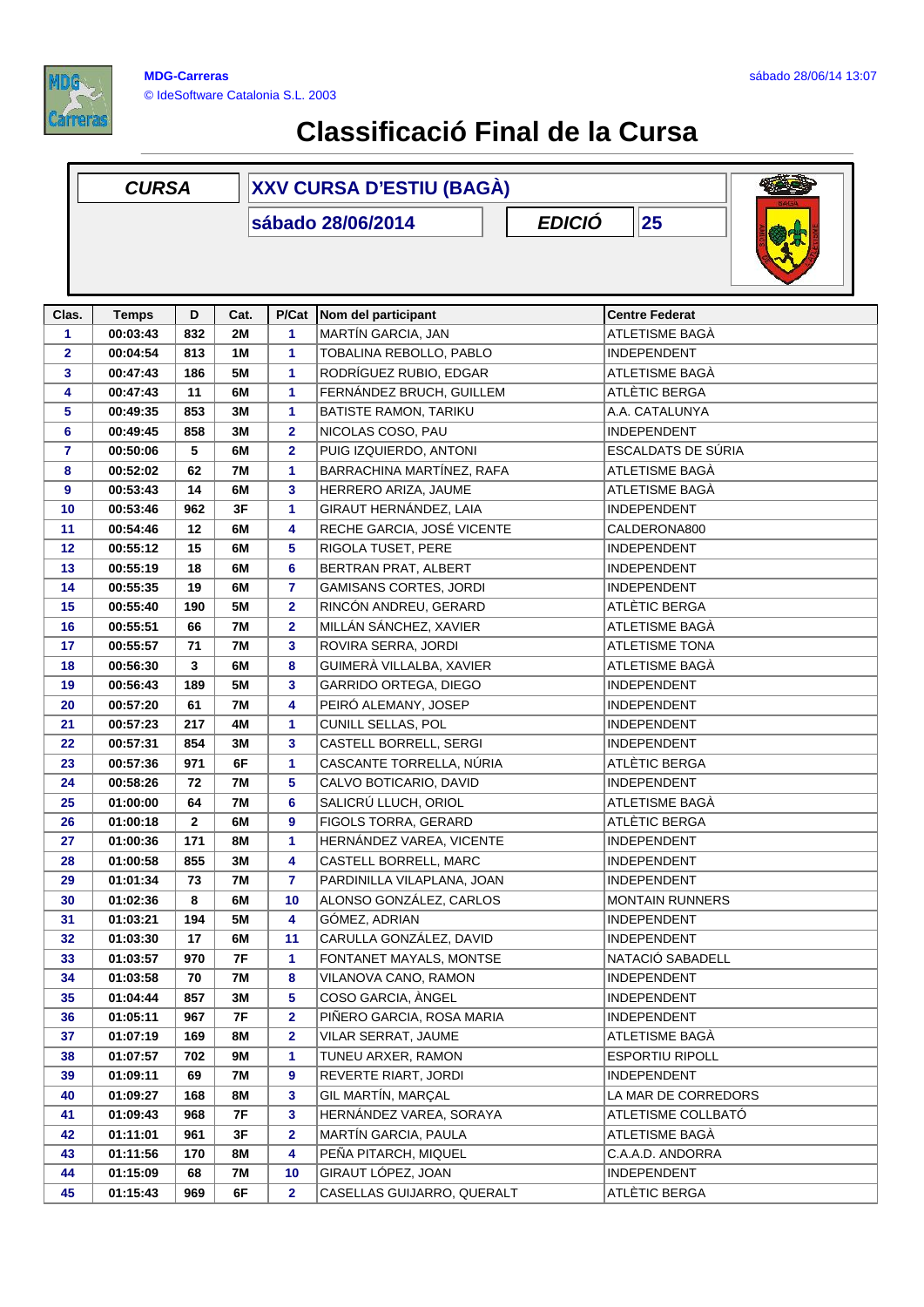MDG-Carreras

© IdeSoftware Catalonia S.L. 2003

sábado 28/06/14 13:07

# Classificació Final de la Cursa

| CURSA | XXV CURSA D'ESTIU (BAGÀ) | | |
|---|---|---|---|
| | sábado 28/06/2014 | EDICIÓ | 25 |

| Clas. | Temps | D | Cat. | P/Cat | Nom del participant | Centre Federat |
|---|---|---|---|---|---|---|
| 1 | 00:03:43 | 832 | 2M | 1 | MARTÍN GARCIA, JAN | ATLETISME BAGÀ |
| 2 | 00:04:54 | 813 | 1M | 1 | TOBALINA REBOLLO, PABLO | INDEPENDENT |
| 3 | 00:47:43 | 186 | 5M | 1 | RODRÍGUEZ RUBIO, EDGAR | ATLETISME BAGÀ |
| 4 | 00:47:43 | 11 | 6M | 1 | FERNÁNDEZ BRUCH, GUILLEM | ATLÈTIC BERGA |
| 5 | 00:49:35 | 853 | 3M | 1 | BATISTE RAMON, TARIKU | A.A. CATALUNYA |
| 6 | 00:49:45 | 858 | 3M | 2 | NICOLAS COSO, PAU | INDEPENDENT |
| 7 | 00:50:06 | 5 | 6M | 2 | PUIG IZQUIERDO, ANTONI | ESCALDATS DE SÚRIA |
| 8 | 00:52:02 | 62 | 7M | 1 | BARRACHINA MARTÍNEZ, RAFA | ATLETISME BAGÀ |
| 9 | 00:53:43 | 14 | 6M | 3 | HERRERO ARIZA, JAUME | ATLETISME BAGÀ |
| 10 | 00:53:46 | 962 | 3F | 1 | GIRAUT HERNÁNDEZ, LAIA | INDEPENDENT |
| 11 | 00:54:46 | 12 | 6M | 4 | RECHE GARCIA, JOSÉ VICENTE | CALDERONA800 |
| 12 | 00:55:12 | 15 | 6M | 5 | RIGOLA TUSET, PERE | INDEPENDENT |
| 13 | 00:55:19 | 18 | 6M | 6 | BERTRAN PRAT, ALBERT | INDEPENDENT |
| 14 | 00:55:35 | 19 | 6M | 7 | GAMISANS CORTES, JORDI | INDEPENDENT |
| 15 | 00:55:40 | 190 | 5M | 2 | RINCÓN ANDREU, GERARD | ATLÈTIC BERGA |
| 16 | 00:55:51 | 66 | 7M | 2 | MILLÁN SÁNCHEZ, XAVIER | ATLETISME BAGÀ |
| 17 | 00:55:57 | 71 | 7M | 3 | ROVIRA SERRA, JORDI | ATLETISME TONA |
| 18 | 00:56:30 | 3 | 6M | 8 | GUIMERÀ VILLALBA, XAVIER | ATLETISME BAGÀ |
| 19 | 00:56:43 | 189 | 5M | 3 | GARRIDO ORTEGA, DIEGO | INDEPENDENT |
| 20 | 00:57:20 | 61 | 7M | 4 | PEIRÓ ALEMANY, JOSEP | INDEPENDENT |
| 21 | 00:57:23 | 217 | 4M | 1 | CUNILL SELLAS, POL | INDEPENDENT |
| 22 | 00:57:31 | 854 | 3M | 3 | CASTELL BORRELL, SERGI | INDEPENDENT |
| 23 | 00:57:36 | 971 | 6F | 1 | CASCANTE TORRELLA, NÚRIA | ATLÈTIC BERGA |
| 24 | 00:58:26 | 72 | 7M | 5 | CALVO BOTICARIO, DAVID | INDEPENDENT |
| 25 | 01:00:00 | 64 | 7M | 6 | SALICRÚ LLUCH, ORIOL | ATLETISME BAGÀ |
| 26 | 01:00:18 | 2 | 6M | 9 | FIGOLS TORRA, GERARD | ATLÈTIC BERGA |
| 27 | 01:00:36 | 171 | 8M | 1 | HERNÁNDEZ VAREA, VICENTE | INDEPENDENT |
| 28 | 01:00:58 | 855 | 3M | 4 | CASTELL BORRELL, MARC | INDEPENDENT |
| 29 | 01:01:34 | 73 | 7M | 7 | PARDINILLA VILAPLANA, JOAN | INDEPENDENT |
| 30 | 01:02:36 | 8 | 6M | 10 | ALONSO GONZÁLEZ, CARLOS | MONTAIN RUNNERS |
| 31 | 01:03:21 | 194 | 5M | 4 | GÓMEZ, ADRIAN | INDEPENDENT |
| 32 | 01:03:30 | 17 | 6M | 11 | CARULLA GONZÁLEZ, DAVID | INDEPENDENT |
| 33 | 01:03:57 | 970 | 7F | 1 | FONTANET MAYALS, MONTSE | NATACIÓ SABADELL |
| 34 | 01:03:58 | 70 | 7M | 8 | VILANOVA CANO, RAMON | INDEPENDENT |
| 35 | 01:04:44 | 857 | 3M | 5 | COSO GARCIA, ÀNGEL | INDEPENDENT |
| 36 | 01:05:11 | 967 | 7F | 2 | PIÑERO GARCIA, ROSA MARIA | INDEPENDENT |
| 37 | 01:07:19 | 169 | 8M | 2 | VILAR SERRAT, JAUME | ATLETISME BAGÀ |
| 38 | 01:07:57 | 702 | 9M | 1 | TUNEU ARXER, RAMON | ESPORTIU RIPOLL |
| 39 | 01:09:11 | 69 | 7M | 9 | REVERTE RIART, JORDI | INDEPENDENT |
| 40 | 01:09:27 | 168 | 8M | 3 | GIL MARTÍN, MARÇAL | LA MAR DE CORREDORS |
| 41 | 01:09:43 | 968 | 7F | 3 | HERNÁNDEZ VAREA, SORAYA | ATLETISME COLLBATÓ |
| 42 | 01:11:01 | 961 | 3F | 2 | MARTÍN GARCIA, PAULA | ATLETISME BAGÀ |
| 43 | 01:11:56 | 170 | 8M | 4 | PEÑA PITARCH, MIQUEL | C.A.A.D. ANDORRA |
| 44 | 01:15:09 | 68 | 7M | 10 | GIRAUT LÓPEZ, JOAN | INDEPENDENT |
| 45 | 01:15:43 | 969 | 6F | 2 | CASELLAS GUIJARRO, QUERALT | ATLÈTIC BERGA |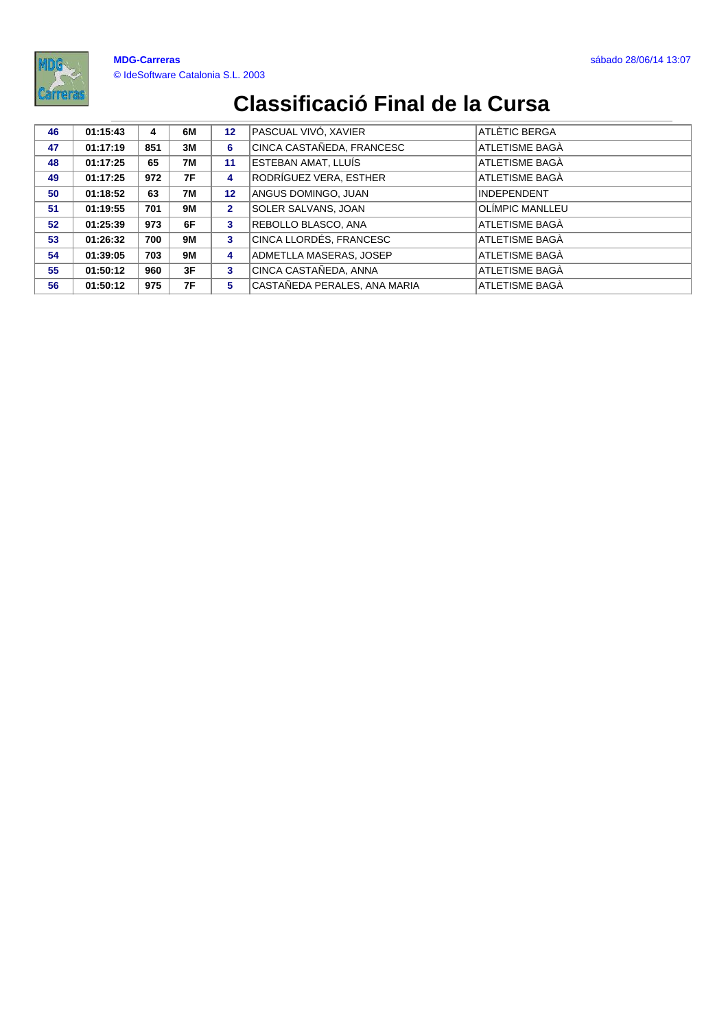# Classificació Final de la Cursa

| | | | | | | |
|---|---|---|---|---|---|---|
| 46 | 01:15:43 | 4 | 6M | 12 | PASCUAL VIVÓ, XAVIER | ATLÈTIC BERGA |
| 47 | 01:17:19 | 851 | 3M | 6 | CINCA CASTAÑEDA, FRANCESC | ATLETISME BAGÀ |
| 48 | 01:17:25 | 65 | 7M | 11 | ESTEBAN AMAT, LLUÍS | ATLETISME BAGÀ |
| 49 | 01:17:25 | 972 | 7F | 4 | RODRÍGUEZ VERA, ESTHER | ATLETISME BAGÀ |
| 50 | 01:18:52 | 63 | 7M | 12 | ANGUS DOMINGO, JUAN | INDEPENDENT |
| 51 | 01:19:55 | 701 | 9M | 2 | SOLER SALVANS, JOAN | OLÍMPIC MANLLEU |
| 52 | 01:25:39 | 973 | 6F | 3 | REBOLLO BLASCO, ANA | ATLETISME BAGÀ |
| 53 | 01:26:32 | 700 | 9M | 3 | CINCA LLORDÉS, FRANCESC | ATLETISME BAGÀ |
| 54 | 01:39:05 | 703 | 9M | 4 | ADMETLLA MASERAS, JOSEP | ATLETISME BAGÀ |
| 55 | 01:50:12 | 960 | 3F | 3 | CINCA CASTAÑEDA, ANNA | ATLETISME BAGÀ |
| 56 | 01:50:12 | 975 | 7F | 5 | CASTAÑEDA PERALES, ANA MARIA | ATLETISME BAGÀ |